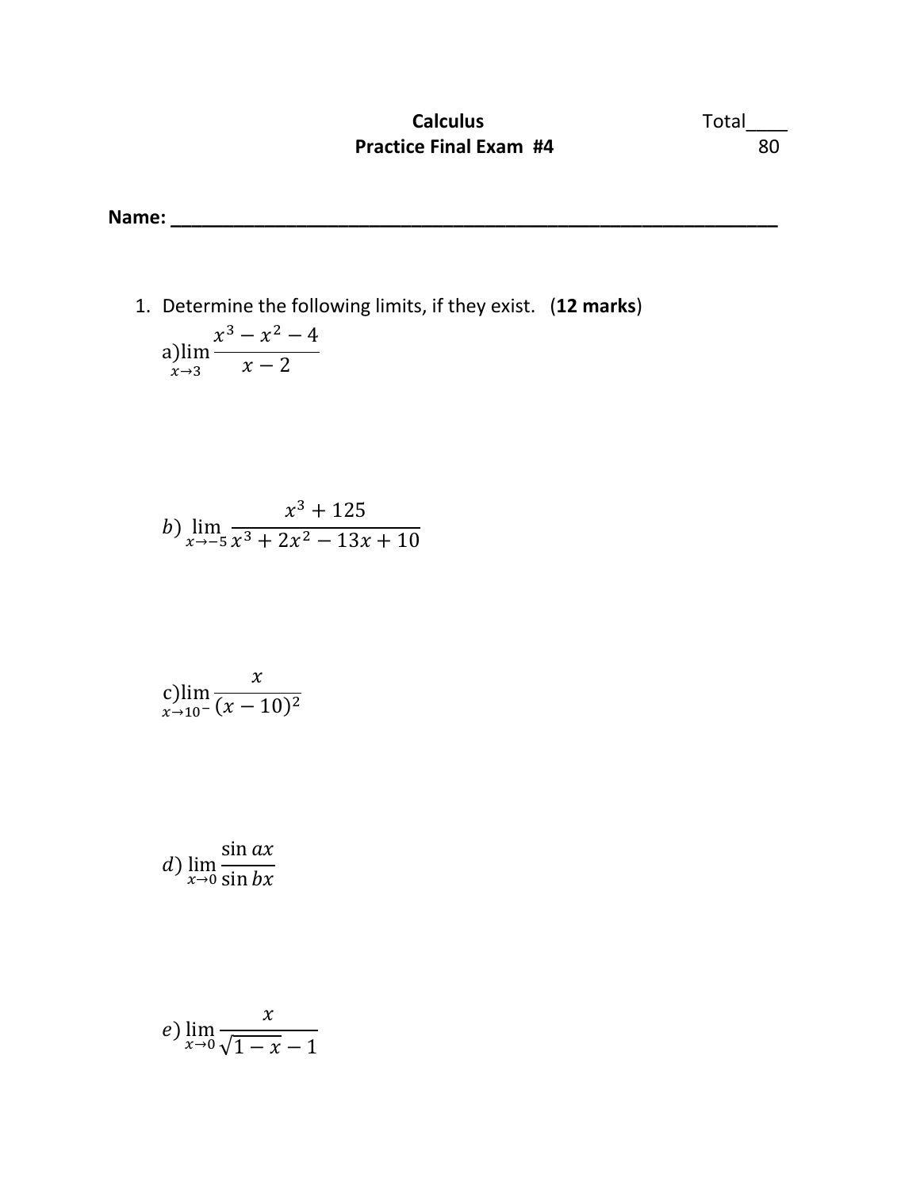**Calculus**
**Practice Final Exam #4**

Total____
80

**Name: ___________________________________________________________**

1. Determine the following limits, if they exist. (**12 marks**)

a) $\lim\limits_{x \to 3} \dfrac{x^3 - x^2 - 4}{x - 2}$

b) $\lim\limits_{x \to -5} \dfrac{x^3 + 125}{x^3 + 2x^2 - 13x + 10}$

c) $\lim\limits_{x \to 10^-} \dfrac{x}{(x - 10)^2}$

d) $\lim\limits_{x \to 0} \dfrac{\sin ax}{\sin bx}$

e) $\lim\limits_{x \to 0} \dfrac{x}{\sqrt{1 - x} - 1}$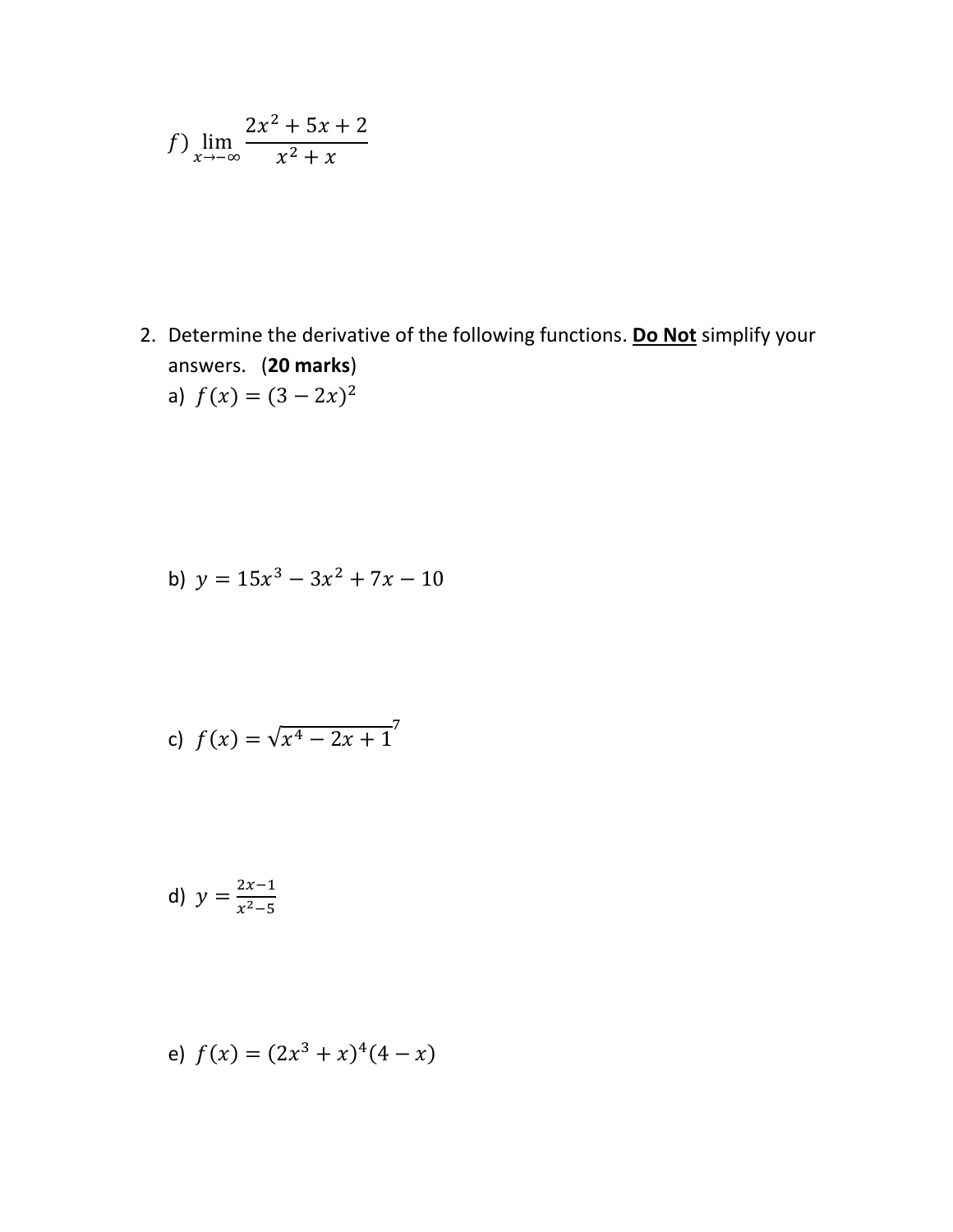$f)\ \lim_{x \to -\infty} \dfrac{2x^2 + 5x + 2}{x^2 + x}$

2. Determine the derivative of the following functions. **<u>Do Not</u>** simplify your answers. (**20 marks**)

   a) $f(x) = (3 - 2x)^2$

   b) $y = 15x^3 - 3x^2 + 7x - 10$

   c) $f(x) = \sqrt[7]{x^4 - 2x + 1}$

   d) $y = \frac{2x-1}{x^2-5}$

   e) $f(x) = (2x^3 + x)^4(4 - x)$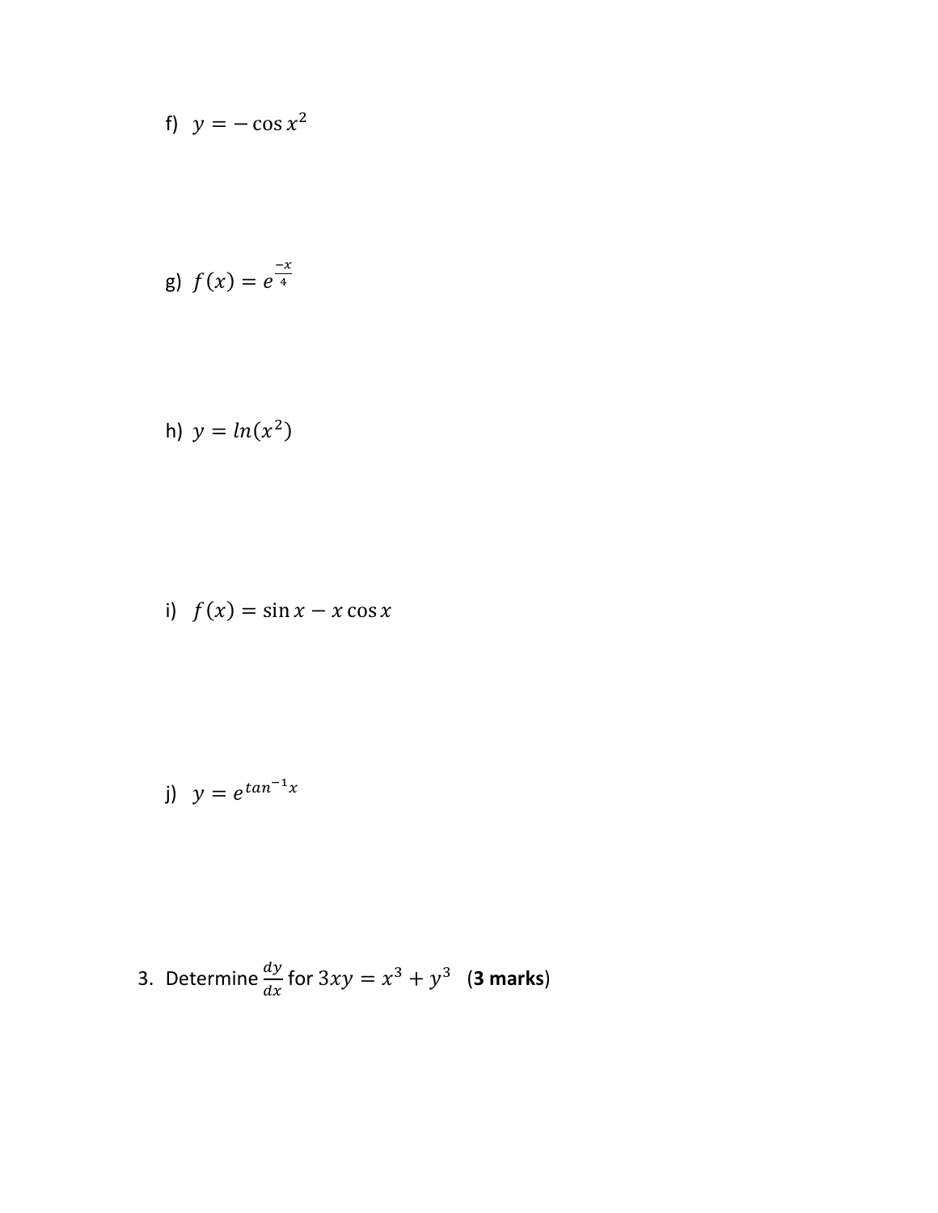f) $y = -\cos x^2$

g) $f(x) = e^{\frac{-x}{4}}$

h) $y = ln(x^2)$

i) $f(x) = \sin x - x\cos x$

j) $y = e^{tan^{-1}x}$

3. Determine $\frac{dy}{dx}$ for $3xy = x^3 + y^3$ (**3 marks**)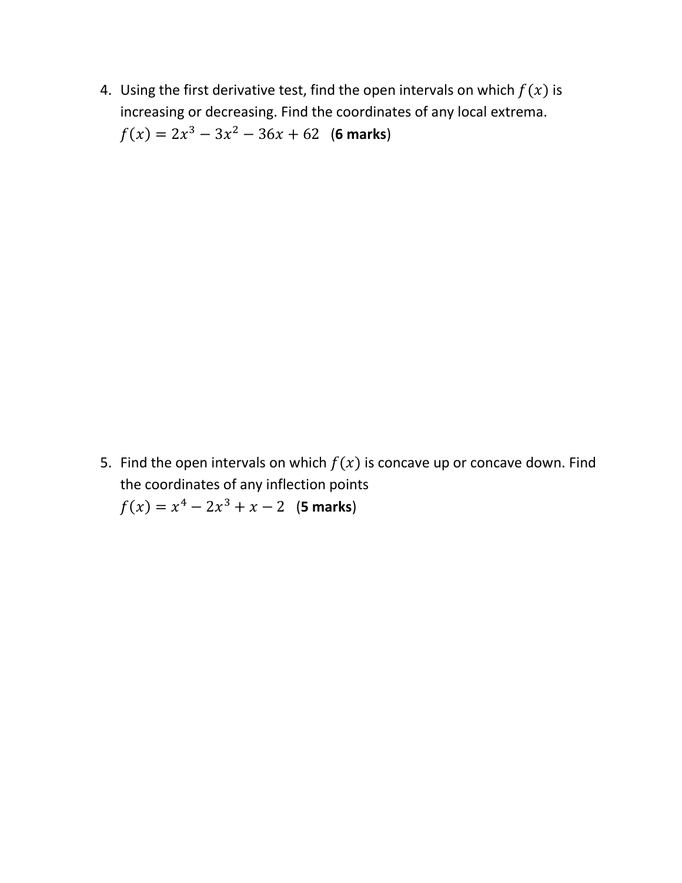4. Using the first derivative test, find the open intervals on which $f(x)$ is increasing or decreasing. Find the coordinates of any local extrema.
   $f(x) = 2x^3 - 3x^2 - 36x + 62$ (**6 marks**)

5. Find the open intervals on which $f(x)$ is concave up or concave down. Find the coordinates of any inflection points
   $f(x) = x^4 - 2x^3 + x - 2$ (**5 marks**)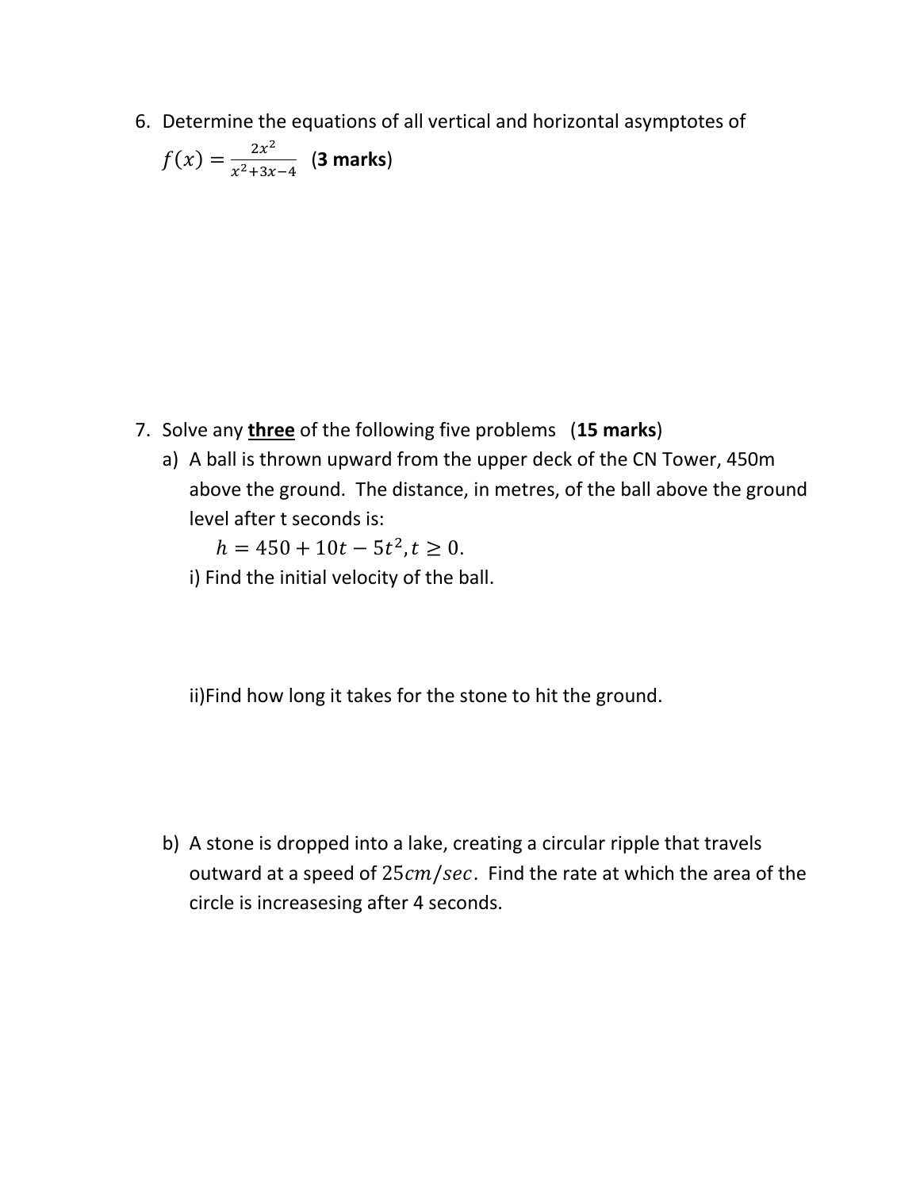6. Determine the equations of all vertical and horizontal asymptotes of

   $f(x) = \frac{2x^2}{x^2+3x-4}$ (**3 marks**)

7. Solve any **<u>three</u>** of the following five problems (**15 marks**)

   a) A ball is thrown upward from the upper deck of the CN Tower, 450m above the ground. The distance, in metres, of the ball above the ground level after t seconds is:

   $$h = 450 + 10t - 5t^2, t \geq 0.$$

   i) Find the initial velocity of the ball.

   ii)Find how long it takes for the stone to hit the ground.

   b) A stone is dropped into a lake, creating a circular ripple that travels outward at a speed of $25cm/sec$. Find the rate at which the area of the circle is increasesing after 4 seconds.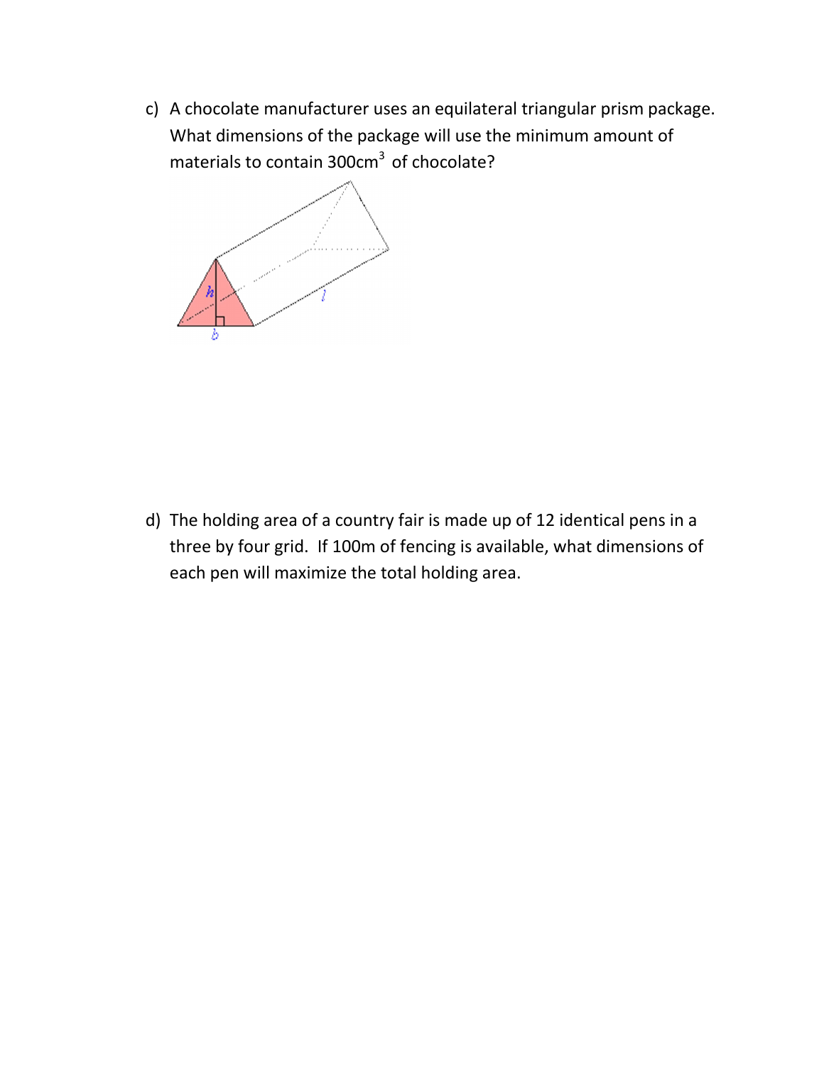c) A chocolate manufacturer uses an equilateral triangular prism package. What dimensions of the package will use the minimum amount of materials to contain $300\text{cm}^3$ of chocolate?

d) The holding area of a country fair is made up of 12 identical pens in a three by four grid. If 100m of fencing is available, what dimensions of each pen will maximize the total holding area.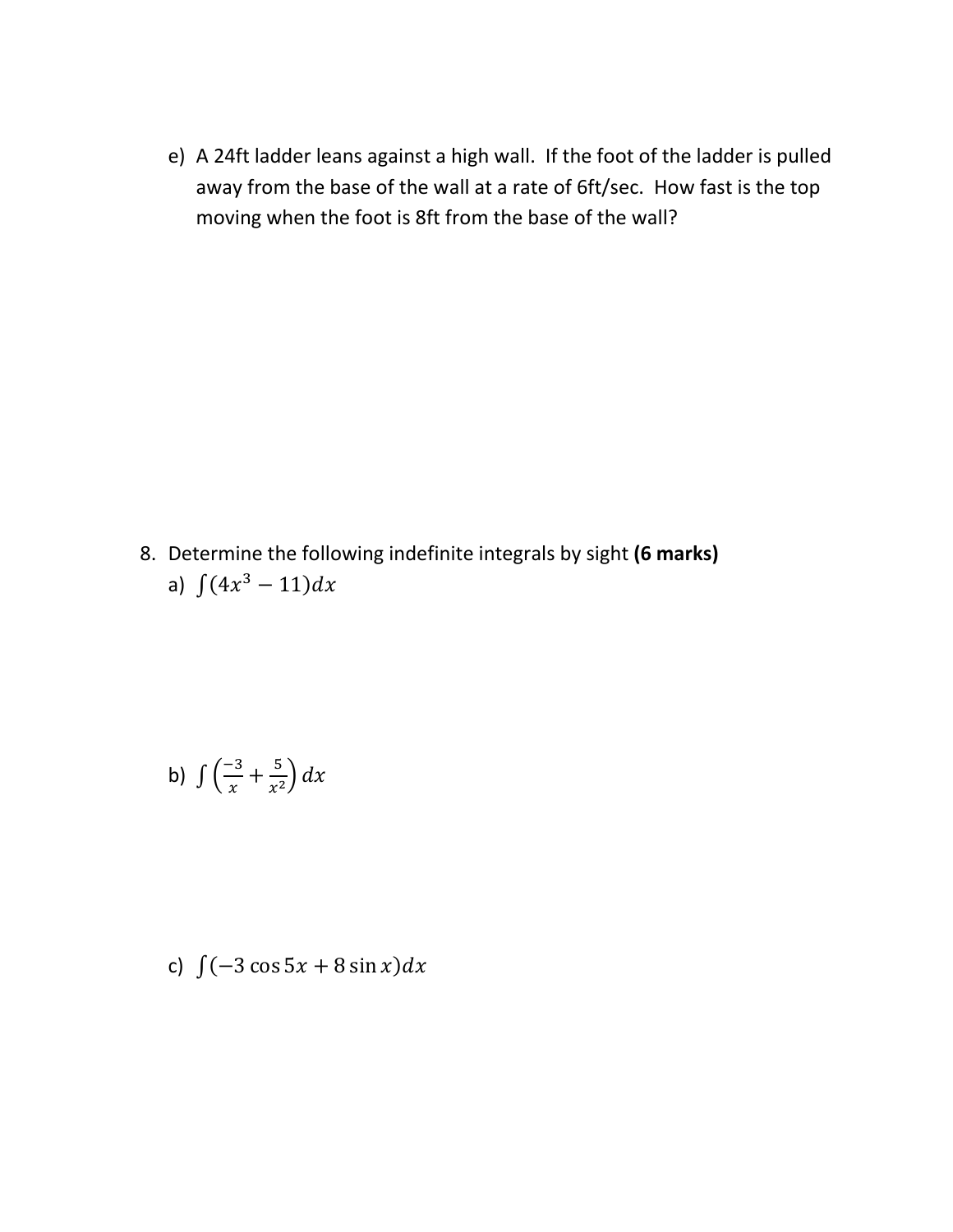e) A 24ft ladder leans against a high wall. If the foot of the ladder is pulled away from the base of the wall at a rate of 6ft/sec. How fast is the top moving when the foot is 8ft from the base of the wall?

8. Determine the following indefinite integrals by sight **(6 marks)**

a) $\int(4x^3 - 11)dx$

b) $\int\left(\frac{-3}{x} + \frac{5}{x^2}\right)dx$

c) $\int(-3\cos 5x + 8\sin x)dx$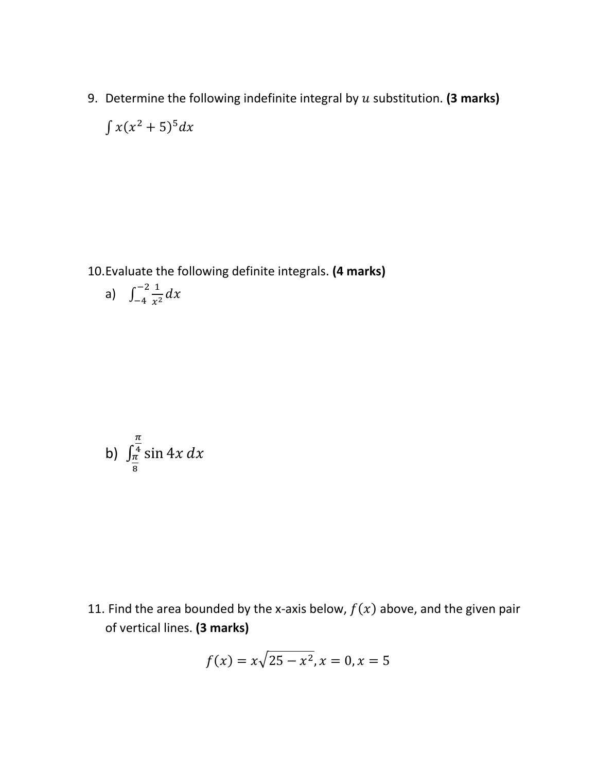9. Determine the following indefinite integral by $u$ substitution. **(3 marks)**

   $\int x(x^2+5)^5 dx$

10. Evaluate the following definite integrals. **(4 marks)**

    a) $\int_{-4}^{-2} \frac{1}{x^2} dx$

    b) $\int_{\frac{\pi}{8}}^{\frac{\pi}{4}} \sin 4x \, dx$

11. Find the area bounded by the x-axis below, $f(x)$ above, and the given pair of vertical lines. **(3 marks)**

$$f(x) = x\sqrt{25 - x^2}, x = 0, x = 5$$